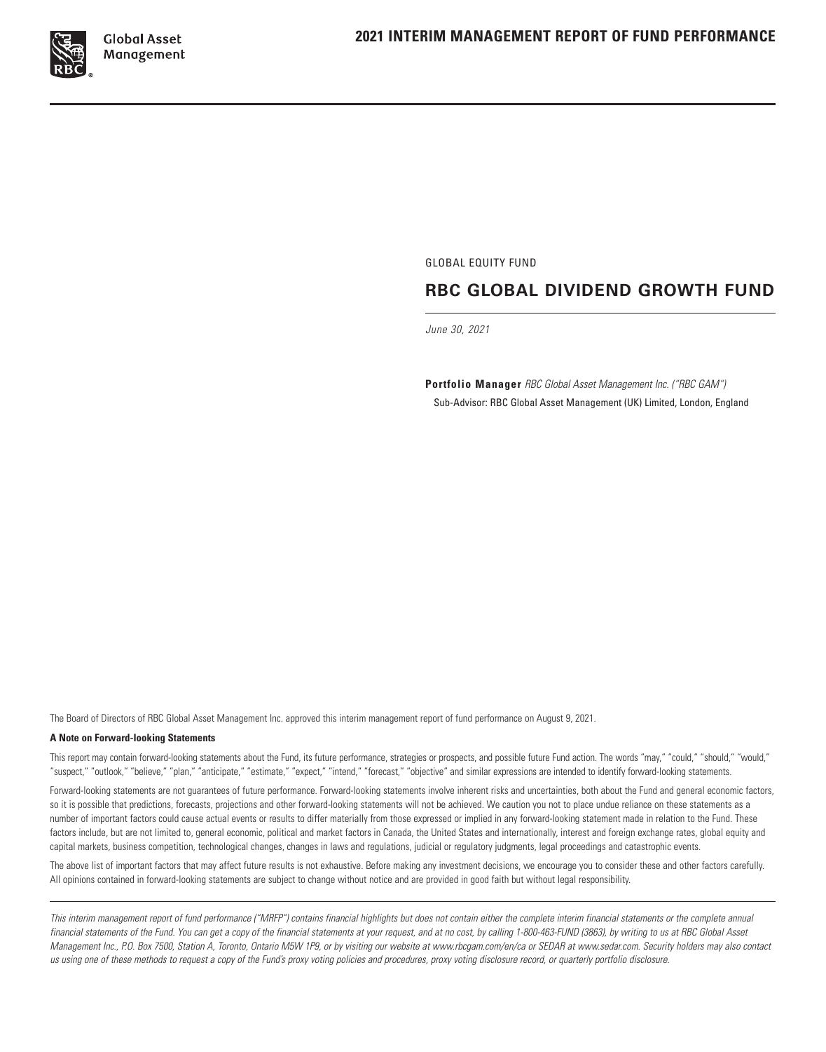# 2021 INTERIM MANAGEMENT REPORT OF FUND PERFORMANCE

GLOBAL EQUITY FUND

## RBC GLOBAL DIVIDEND GROWTH FUND

*June 30, 2021*

**Portfolio Manager** *RBC Global Asset Management Inc. ("RBC GAM")*

Sub-Advisor: RBC Global Asset Management (UK) Limited, London, England

The Board of Directors of RBC Global Asset Management Inc. approved this interim management report of fund performance on August 9, 2021.

**A Note on Forward-looking Statements**

This report may contain forward-looking statements about the Fund, its future performance, strategies or prospects, and possible future Fund action. The words "may," "could," "should," "would," "suspect," "outlook," "believe," "plan," "anticipate," "estimate," "expect," "intend," "forecast," "objective" and similar expressions are intended to identify forward-looking statements.

Forward-looking statements are not guarantees of future performance. Forward-looking statements involve inherent risks and uncertainties, both about the Fund and general economic factors, so it is possible that predictions, forecasts, projections and other forward-looking statements will not be achieved. We caution you not to place undue reliance on these statements as a number of important factors could cause actual events or results to differ materially from those expressed or implied in any forward-looking statement made in relation to the Fund. These factors include, but are not limited to, general economic, political and market factors in Canada, the United States and internationally, interest and foreign exchange rates, global equity and capital markets, business competition, technological changes, changes in laws and regulations, judicial or regulatory judgments, legal proceedings and catastrophic events.

The above list of important factors that may affect future results is not exhaustive. Before making any investment decisions, we encourage you to consider these and other factors carefully. All opinions contained in forward-looking statements are subject to change without notice and are provided in good faith but without legal responsibility.

*This interim management report of fund performance ("MRFP") contains financial highlights but does not contain either the complete interim financial statements or the complete annual financial statements of the Fund. You can get a copy of the financial statements at your request, and at no cost, by calling 1-800-463-FUND (3863), by writing to us at RBC Global Asset Management Inc., P.O. Box 7500, Station A, Toronto, Ontario M5W 1P9, or by visiting our website at www.rbcgam.com/en/ca or SEDAR at www.sedar.com. Security holders may also contact us using one of these methods to request a copy of the Fund's proxy voting policies and procedures, proxy voting disclosure record, or quarterly portfolio disclosure.*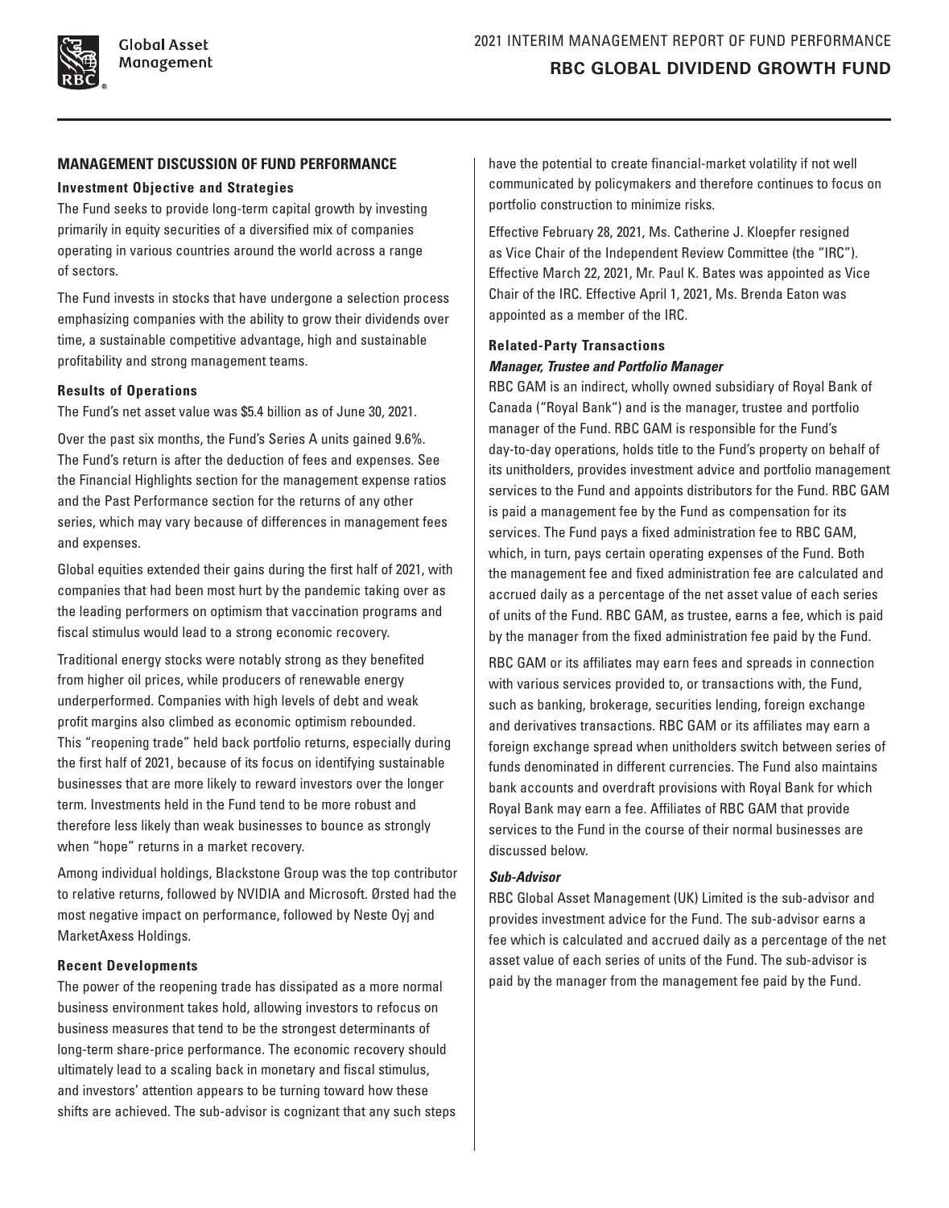## MANAGEMENT DISCUSSION OF FUND PERFORMANCE

### Investment Objective and Strategies

The Fund seeks to provide long-term capital growth by investing primarily in equity securities of a diversified mix of companies operating in various countries around the world across a range of sectors.

The Fund invests in stocks that have undergone a selection process emphasizing companies with the ability to grow their dividends over time, a sustainable competitive advantage, high and sustainable profitability and strong management teams.

### Results of Operations

The Fund's net asset value was $5.4 billion as of June 30, 2021.

Over the past six months, the Fund's Series A units gained 9.6%. The Fund's return is after the deduction of fees and expenses. See the Financial Highlights section for the management expense ratios and the Past Performance section for the returns of any other series, which may vary because of differences in management fees and expenses.

Global equities extended their gains during the first half of 2021, with companies that had been most hurt by the pandemic taking over as the leading performers on optimism that vaccination programs and fiscal stimulus would lead to a strong economic recovery.

Traditional energy stocks were notably strong as they benefited from higher oil prices, while producers of renewable energy underperformed. Companies with high levels of debt and weak profit margins also climbed as economic optimism rebounded. This "reopening trade" held back portfolio returns, especially during the first half of 2021, because of its focus on identifying sustainable businesses that are more likely to reward investors over the longer term. Investments held in the Fund tend to be more robust and therefore less likely than weak businesses to bounce as strongly when "hope" returns in a market recovery.

Among individual holdings, Blackstone Group was the top contributor to relative returns, followed by NVIDIA and Microsoft. Ørsted had the most negative impact on performance, followed by Neste Oyj and MarketAxess Holdings.

### Recent Developments

The power of the reopening trade has dissipated as a more normal business environment takes hold, allowing investors to refocus on business measures that tend to be the strongest determinants of long-term share-price performance. The economic recovery should ultimately lead to a scaling back in monetary and fiscal stimulus, and investors' attention appears to be turning toward how these shifts are achieved. The sub-advisor is cognizant that any such steps have the potential to create financial-market volatility if not well communicated by policymakers and therefore continues to focus on portfolio construction to minimize risks.

Effective February 28, 2021, Ms. Catherine J. Kloepfer resigned as Vice Chair of the Independent Review Committee (the "IRC"). Effective March 22, 2021, Mr. Paul K. Bates was appointed as Vice Chair of the IRC. Effective April 1, 2021, Ms. Brenda Eaton was appointed as a member of the IRC.

### Related-Party Transactions

#### *Manager, Trustee and Portfolio Manager*

RBC GAM is an indirect, wholly owned subsidiary of Royal Bank of Canada ("Royal Bank") and is the manager, trustee and portfolio manager of the Fund. RBC GAM is responsible for the Fund's day-to-day operations, holds title to the Fund's property on behalf of its unitholders, provides investment advice and portfolio management services to the Fund and appoints distributors for the Fund. RBC GAM is paid a management fee by the Fund as compensation for its services. The Fund pays a fixed administration fee to RBC GAM, which, in turn, pays certain operating expenses of the Fund. Both the management fee and fixed administration fee are calculated and accrued daily as a percentage of the net asset value of each series of units of the Fund. RBC GAM, as trustee, earns a fee, which is paid by the manager from the fixed administration fee paid by the Fund.

RBC GAM or its affiliates may earn fees and spreads in connection with various services provided to, or transactions with, the Fund, such as banking, brokerage, securities lending, foreign exchange and derivatives transactions. RBC GAM or its affiliates may earn a foreign exchange spread when unitholders switch between series of funds denominated in different currencies. The Fund also maintains bank accounts and overdraft provisions with Royal Bank for which Royal Bank may earn a fee. Affiliates of RBC GAM that provide services to the Fund in the course of their normal businesses are discussed below.

#### *Sub-Advisor*

RBC Global Asset Management (UK) Limited is the sub-advisor and provides investment advice for the Fund. The sub-advisor earns a fee which is calculated and accrued daily as a percentage of the net asset value of each series of units of the Fund. The sub-advisor is paid by the manager from the management fee paid by the Fund.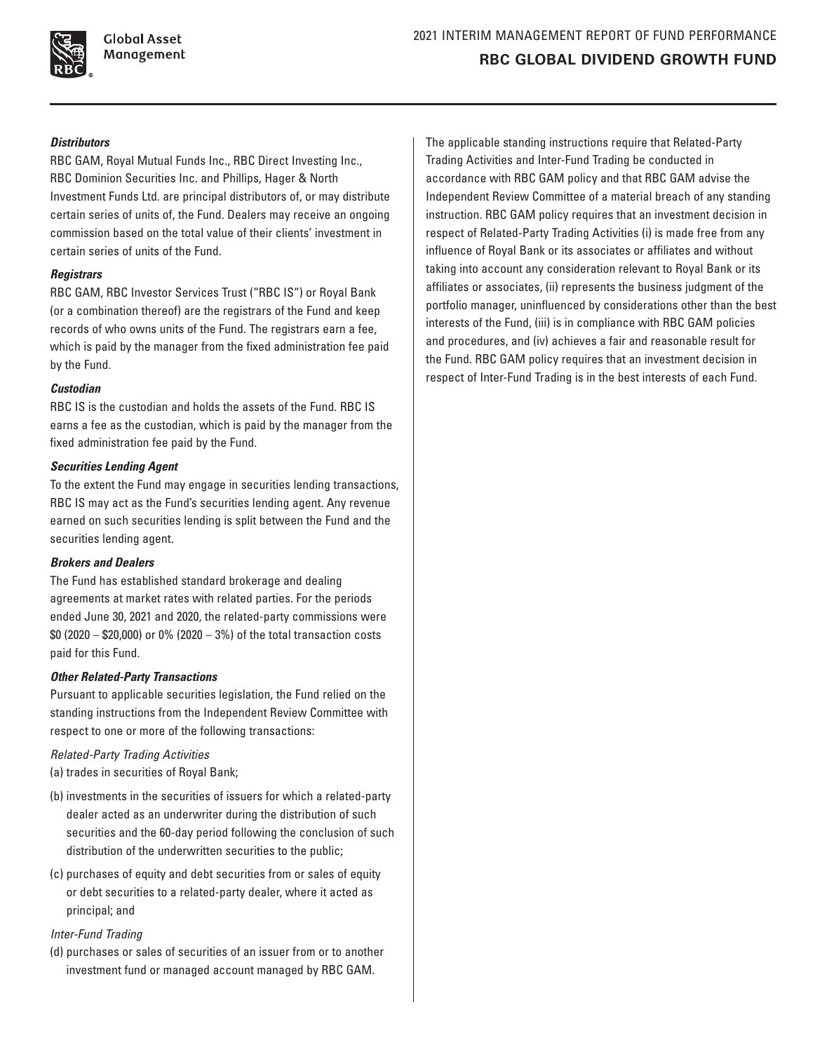***Distributors***

RBC GAM, Royal Mutual Funds Inc., RBC Direct Investing Inc., RBC Dominion Securities Inc. and Phillips, Hager & North Investment Funds Ltd. are principal distributors of, or may distribute certain series of units of, the Fund. Dealers may receive an ongoing commission based on the total value of their clients' investment in certain series of units of the Fund.

***Registrars***

RBC GAM, RBC Investor Services Trust ("RBC IS") or Royal Bank (or a combination thereof) are the registrars of the Fund and keep records of who owns units of the Fund. The registrars earn a fee, which is paid by the manager from the fixed administration fee paid by the Fund.

***Custodian***

RBC IS is the custodian and holds the assets of the Fund. RBC IS earns a fee as the custodian, which is paid by the manager from the fixed administration fee paid by the Fund.

***Securities Lending Agent***

To the extent the Fund may engage in securities lending transactions, RBC IS may act as the Fund's securities lending agent. Any revenue earned on such securities lending is split between the Fund and the securities lending agent.

***Brokers and Dealers***

The Fund has established standard brokerage and dealing agreements at market rates with related parties. For the periods ended June 30, 2021 and 2020, the related-party commissions were $0 (2020 – $20,000) or 0% (2020 – 3%) of the total transaction costs paid for this Fund.

***Other Related-Party Transactions***

Pursuant to applicable securities legislation, the Fund relied on the standing instructions from the Independent Review Committee with respect to one or more of the following transactions:

*Related-Party Trading Activities*

(a) trades in securities of Royal Bank;

(b) investments in the securities of issuers for which a related-party dealer acted as an underwriter during the distribution of such securities and the 60-day period following the conclusion of such distribution of the underwritten securities to the public;

(c) purchases of equity and debt securities from or sales of equity or debt securities to a related-party dealer, where it acted as principal; and

*Inter-Fund Trading*

(d) purchases or sales of securities of an issuer from or to another investment fund or managed account managed by RBC GAM.

The applicable standing instructions require that Related-Party Trading Activities and Inter-Fund Trading be conducted in accordance with RBC GAM policy and that RBC GAM advise the Independent Review Committee of a material breach of any standing instruction. RBC GAM policy requires that an investment decision in respect of Related-Party Trading Activities (i) is made free from any influence of Royal Bank or its associates or affiliates and without taking into account any consideration relevant to Royal Bank or its affiliates or associates, (ii) represents the business judgment of the portfolio manager, uninfluenced by considerations other than the best interests of the Fund, (iii) is in compliance with RBC GAM policies and procedures, and (iv) achieves a fair and reasonable result for the Fund. RBC GAM policy requires that an investment decision in respect of Inter-Fund Trading is in the best interests of each Fund.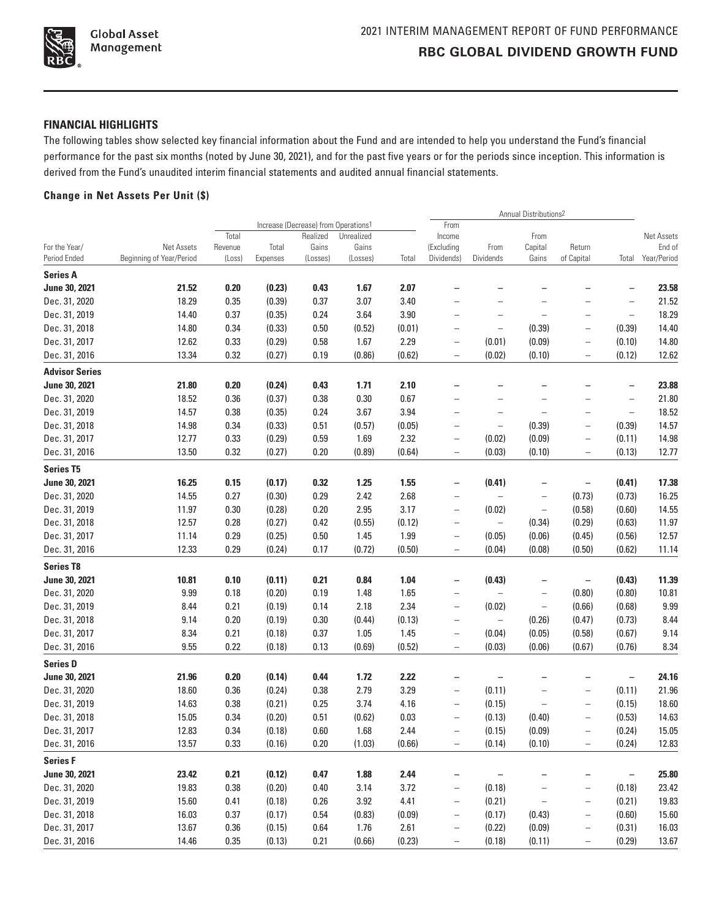## FINANCIAL HIGHLIGHTS

The following tables show selected key financial information about the Fund and are intended to help you understand the Fund's financial performance for the past six months (noted by June 30, 2021), and for the past five years or for the periods since inception. This information is derived from the Fund's unaudited interim financial statements and audited annual financial statements.

### Change in Net Assets Per Unit ($)

| | | Increase (Decrease) from Operations[1] | | | | | Annual Distributions[2] | | | | | |
|---|---|---|---|---|---|---|---|---|---|---|---|---|
| For the Year/ Period Ended | Net Assets Beginning of Year/Period | Total Revenue (Loss) | Total Expenses | Realized Gains (Losses) | Unrealized Gains (Losses) | Total | From Income (Excluding Dividends) | From Dividends | From Capital Gains | Return of Capital | Total | Net Assets End of Year/Period |
| **Series A** | | | | | | | | | | | | |
| **June 30, 2021** | **21.52** | **0.20** | **(0.23)** | **0.43** | **1.67** | **2.07** | **–** | **–** | **–** | **–** | **–** | **23.58** |
| Dec. 31, 2020 | 18.29 | 0.35 | (0.39) | 0.37 | 3.07 | 3.40 | – | – | – | – | – | 21.52 |
| Dec. 31, 2019 | 14.40 | 0.37 | (0.35) | 0.24 | 3.64 | 3.90 | – | – | – | – | – | 18.29 |
| Dec. 31, 2018 | 14.80 | 0.34 | (0.33) | 0.50 | (0.52) | (0.01) | – | – | (0.39) | – | (0.39) | 14.40 |
| Dec. 31, 2017 | 12.62 | 0.33 | (0.29) | 0.58 | 1.67 | 2.29 | – | (0.01) | (0.09) | – | (0.10) | 14.80 |
| Dec. 31, 2016 | 13.34 | 0.32 | (0.27) | 0.19 | (0.86) | (0.62) | – | (0.02) | (0.10) | – | (0.12) | 12.62 |
| **Advisor Series** | | | | | | | | | | | | |
| **June 30, 2021** | **21.80** | **0.20** | **(0.24)** | **0.43** | **1.71** | **2.10** | **–** | **–** | **–** | **–** | **–** | **23.88** |
| Dec. 31, 2020 | 18.52 | 0.36 | (0.37) | 0.38 | 0.30 | 0.67 | – | – | – | – | – | 21.80 |
| Dec. 31, 2019 | 14.57 | 0.38 | (0.35) | 0.24 | 3.67 | 3.94 | – | – | – | – | – | 18.52 |
| Dec. 31, 2018 | 14.98 | 0.34 | (0.33) | 0.51 | (0.57) | (0.05) | – | – | (0.39) | – | (0.39) | 14.57 |
| Dec. 31, 2017 | 12.77 | 0.33 | (0.29) | 0.59 | 1.69 | 2.32 | – | (0.02) | (0.09) | – | (0.11) | 14.98 |
| Dec. 31, 2016 | 13.50 | 0.32 | (0.27) | 0.20 | (0.89) | (0.64) | – | (0.03) | (0.10) | – | (0.13) | 12.77 |
| **Series T5** | | | | | | | | | | | | |
| **June 30, 2021** | **16.25** | **0.15** | **(0.17)** | **0.32** | **1.25** | **1.55** | **–** | **(0.41)** | **–** | **–** | **(0.41)** | **17.38** |
| Dec. 31, 2020 | 14.55 | 0.27 | (0.30) | 0.29 | 2.42 | 2.68 | – | – | – | (0.73) | (0.73) | 16.25 |
| Dec. 31, 2019 | 11.97 | 0.30 | (0.28) | 0.20 | 2.95 | 3.17 | – | (0.02) | – | (0.58) | (0.60) | 14.55 |
| Dec. 31, 2018 | 12.57 | 0.28 | (0.27) | 0.42 | (0.55) | (0.12) | – | – | (0.34) | (0.29) | (0.63) | 11.97 |
| Dec. 31, 2017 | 11.14 | 0.29 | (0.25) | 0.50 | 1.45 | 1.99 | – | (0.05) | (0.06) | (0.45) | (0.56) | 12.57 |
| Dec. 31, 2016 | 12.33 | 0.29 | (0.24) | 0.17 | (0.72) | (0.50) | – | (0.04) | (0.08) | (0.50) | (0.62) | 11.14 |
| **Series T8** | | | | | | | | | | | | |
| **June 30, 2021** | **10.81** | **0.10** | **(0.11)** | **0.21** | **0.84** | **1.04** | **–** | **(0.43)** | **–** | **–** | **(0.43)** | **11.39** |
| Dec. 31, 2020 | 9.99 | 0.18 | (0.20) | 0.19 | 1.48 | 1.65 | – | – | – | (0.80) | (0.80) | 10.81 |
| Dec. 31, 2019 | 8.44 | 0.21 | (0.19) | 0.14 | 2.18 | 2.34 | – | (0.02) | – | (0.66) | (0.68) | 9.99 |
| Dec. 31, 2018 | 9.14 | 0.20 | (0.19) | 0.30 | (0.44) | (0.13) | – | – | (0.26) | (0.47) | (0.73) | 8.44 |
| Dec. 31, 2017 | 8.34 | 0.21 | (0.18) | 0.37 | 1.05 | 1.45 | – | (0.04) | (0.05) | (0.58) | (0.67) | 9.14 |
| Dec. 31, 2016 | 9.55 | 0.22 | (0.18) | 0.13 | (0.69) | (0.52) | – | (0.03) | (0.06) | (0.67) | (0.76) | 8.34 |
| **Series D** | | | | | | | | | | | | |
| **June 30, 2021** | **21.96** | **0.20** | **(0.14)** | **0.44** | **1.72** | **2.22** | **–** | **–** | **–** | **–** | **–** | **24.16** |
| Dec. 31, 2020 | 18.60 | 0.36 | (0.24) | 0.38 | 2.79 | 3.29 | – | (0.11) | – | – | (0.11) | 21.96 |
| Dec. 31, 2019 | 14.63 | 0.38 | (0.21) | 0.25 | 3.74 | 4.16 | – | (0.15) | – | – | (0.15) | 18.60 |
| Dec. 31, 2018 | 15.05 | 0.34 | (0.20) | 0.51 | (0.62) | 0.03 | – | (0.13) | (0.40) | – | (0.53) | 14.63 |
| Dec. 31, 2017 | 12.83 | 0.34 | (0.18) | 0.60 | 1.68 | 2.44 | – | (0.15) | (0.09) | – | (0.24) | 15.05 |
| Dec. 31, 2016 | 13.57 | 0.33 | (0.16) | 0.20 | (1.03) | (0.66) | – | (0.14) | (0.10) | – | (0.24) | 12.83 |
| **Series F** | | | | | | | | | | | | |
| **June 30, 2021** | **23.42** | **0.21** | **(0.12)** | **0.47** | **1.88** | **2.44** | **–** | **–** | **–** | **–** | **–** | **25.80** |
| Dec. 31, 2020 | 19.83 | 0.38 | (0.20) | 0.40 | 3.14 | 3.72 | – | (0.18) | – | – | (0.18) | 23.42 |
| Dec. 31, 2019 | 15.60 | 0.41 | (0.18) | 0.26 | 3.92 | 4.41 | – | (0.21) | – | – | (0.21) | 19.83 |
| Dec. 31, 2018 | 16.03 | 0.37 | (0.17) | 0.54 | (0.83) | (0.09) | – | (0.17) | (0.43) | – | (0.60) | 15.60 |
| Dec. 31, 2017 | 13.67 | 0.36 | (0.15) | 0.64 | 1.76 | 2.61 | – | (0.22) | (0.09) | – | (0.31) | 16.03 |
| Dec. 31, 2016 | 14.46 | 0.35 | (0.13) | 0.21 | (0.66) | (0.23) | – | (0.18) | (0.11) | – | (0.29) | 13.67 |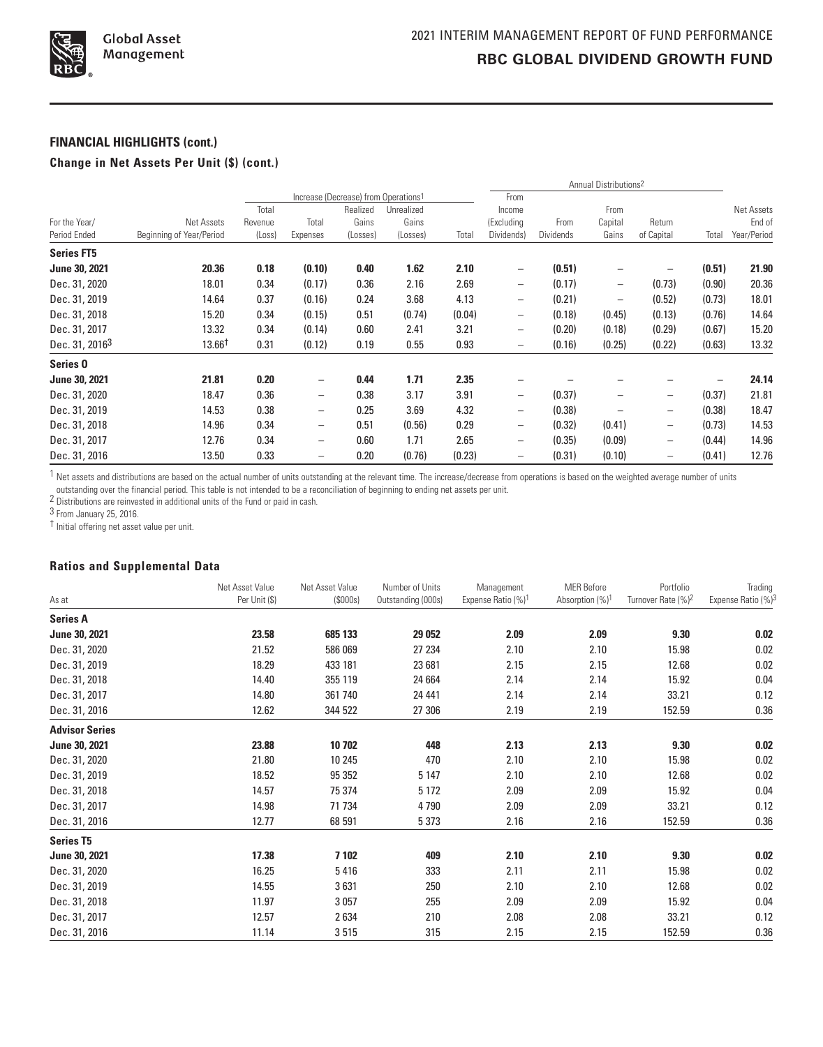## FINANCIAL HIGHLIGHTS (cont.)

### Change in Net Assets Per Unit ($) (cont.)

| | | Increase (Decrease) from Operations[1] | | | | | Annual Distributions[2] | | | | | |
|---|---|---|---|---|---|---|---|---|---|---|---|---|
| For the Year/ Period Ended | Net Assets Beginning of Year/Period | Total Revenue (Loss) | Total Expenses | Realized Gains (Losses) | Unrealized Gains (Losses) | Total | From Income (Excluding Dividends) | From Dividends | From Capital Gains | Return of Capital | Total | Net Assets End of Year/Period |
| **Series FT5** | | | | | | | | | | | | |
| **June 30, 2021** | **20.36** | **0.18** | **(0.10)** | **0.40** | **1.62** | **2.10** | **–** | **(0.51)** | **–** | **–** | **(0.51)** | **21.90** |
| Dec. 31, 2020 | 18.01 | 0.34 | (0.17) | 0.36 | 2.16 | 2.69 | – | (0.17) | – | (0.73) | (0.90) | 20.36 |
| Dec. 31, 2019 | 14.64 | 0.37 | (0.16) | 0.24 | 3.68 | 4.13 | – | (0.21) | – | (0.52) | (0.73) | 18.01 |
| Dec. 31, 2018 | 15.20 | 0.34 | (0.15) | 0.51 | (0.74) | (0.04) | – | (0.18) | (0.45) | (0.13) | (0.76) | 14.64 |
| Dec. 31, 2017 | 13.32 | 0.34 | (0.14) | 0.60 | 2.41 | 3.21 | – | (0.20) | (0.18) | (0.29) | (0.67) | 15.20 |
| Dec. 31, 2016[3] | 13.66† | 0.31 | (0.12) | 0.19 | 0.55 | 0.93 | – | (0.16) | (0.25) | (0.22) | (0.63) | 13.32 |
| **Series O** | | | | | | | | | | | | |
| **June 30, 2021** | **21.81** | **0.20** | **–** | **0.44** | **1.71** | **2.35** | **–** | **–** | **–** | **–** | **–** | **24.14** |
| Dec. 31, 2020 | 18.47 | 0.36 | – | 0.38 | 3.17 | 3.91 | – | (0.37) | – | – | (0.37) | 21.81 |
| Dec. 31, 2019 | 14.53 | 0.38 | – | 0.25 | 3.69 | 4.32 | – | (0.38) | – | – | (0.38) | 18.47 |
| Dec. 31, 2018 | 14.96 | 0.34 | – | 0.51 | (0.56) | 0.29 | – | (0.32) | (0.41) | – | (0.73) | 14.53 |
| Dec. 31, 2017 | 12.76 | 0.34 | – | 0.60 | 1.71 | 2.65 | – | (0.35) | (0.09) | – | (0.44) | 14.96 |
| Dec. 31, 2016 | 13.50 | 0.33 | – | 0.20 | (0.76) | (0.23) | – | (0.31) | (0.10) | – | (0.41) | 12.76 |

[1] Net assets and distributions are based on the actual number of units outstanding at the relevant time. The increase/decrease from operations is based on the weighted average number of units outstanding over the financial period. This table is not intended to be a reconciliation of beginning to ending net assets per unit.

[2] Distributions are reinvested in additional units of the Fund or paid in cash.

[3] From January 25, 2016.

† Initial offering net asset value per unit.

### Ratios and Supplemental Data

| As at | Net Asset Value Per Unit ($) | Net Asset Value ($000s) | Number of Units Outstanding (000s) | Management Expense Ratio (%)[1] | MER Before Absorption (%)[1] | Portfolio Turnover Rate (%)[2] | Trading Expense Ratio (%)[3] |
|---|---|---|---|---|---|---|---|
| **Series A** | | | | | | | |
| **June 30, 2021** | **23.58** | **685 133** | **29 052** | **2.09** | **2.09** | **9.30** | **0.02** |
| Dec. 31, 2020 | 21.52 | 586 069 | 27 234 | 2.10 | 2.10 | 15.98 | 0.02 |
| Dec. 31, 2019 | 18.29 | 433 181 | 23 681 | 2.15 | 2.15 | 12.68 | 0.02 |
| Dec. 31, 2018 | 14.40 | 355 119 | 24 664 | 2.14 | 2.14 | 15.92 | 0.04 |
| Dec. 31, 2017 | 14.80 | 361 740 | 24 441 | 2.14 | 2.14 | 33.21 | 0.12 |
| Dec. 31, 2016 | 12.62 | 344 522 | 27 306 | 2.19 | 2.19 | 152.59 | 0.36 |
| **Advisor Series** | | | | | | | |
| **June 30, 2021** | **23.88** | **10 702** | **448** | **2.13** | **2.13** | **9.30** | **0.02** |
| Dec. 31, 2020 | 21.80 | 10 245 | 470 | 2.10 | 2.10 | 15.98 | 0.02 |
| Dec. 31, 2019 | 18.52 | 95 352 | 5 147 | 2.10 | 2.10 | 12.68 | 0.02 |
| Dec. 31, 2018 | 14.57 | 75 374 | 5 172 | 2.09 | 2.09 | 15.92 | 0.04 |
| Dec. 31, 2017 | 14.98 | 71 734 | 4 790 | 2.09 | 2.09 | 33.21 | 0.12 |
| Dec. 31, 2016 | 12.77 | 68 591 | 5 373 | 2.16 | 2.16 | 152.59 | 0.36 |
| **Series T5** | | | | | | | |
| **June 30, 2021** | **17.38** | **7 102** | **409** | **2.10** | **2.10** | **9.30** | **0.02** |
| Dec. 31, 2020 | 16.25 | 5 416 | 333 | 2.11 | 2.11 | 15.98 | 0.02 |
| Dec. 31, 2019 | 14.55 | 3 631 | 250 | 2.10 | 2.10 | 12.68 | 0.02 |
| Dec. 31, 2018 | 11.97 | 3 057 | 255 | 2.09 | 2.09 | 15.92 | 0.04 |
| Dec. 31, 2017 | 12.57 | 2 634 | 210 | 2.08 | 2.08 | 33.21 | 0.12 |
| Dec. 31, 2016 | 11.14 | 3 515 | 315 | 2.15 | 2.15 | 152.59 | 0.36 |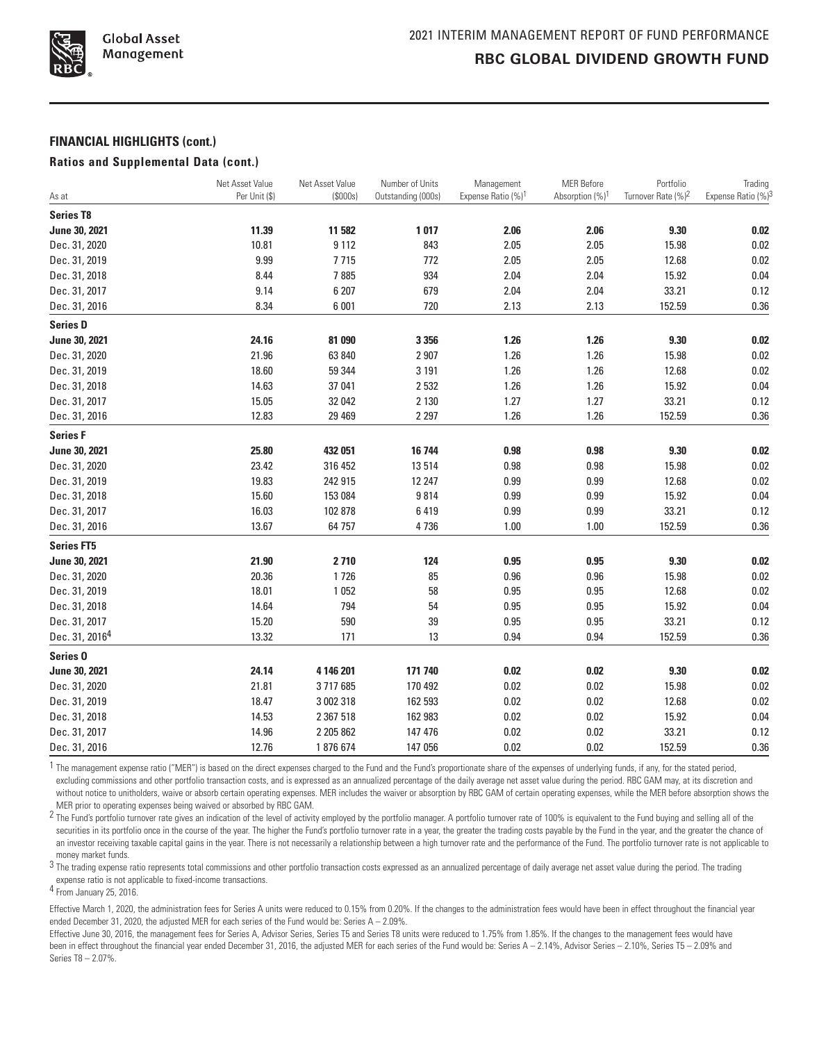## FINANCIAL HIGHLIGHTS (cont.)

### Ratios and Supplemental Data (cont.)

| As at | Net Asset Value Per Unit ($) | Net Asset Value ($000s) | Number of Units Outstanding (000s) | Management Expense Ratio (%)[1] | MER Before Absorption (%)[1] | Portfolio Turnover Rate (%)[2] | Trading Expense Ratio (%)[3] |
|---|---|---|---|---|---|---|---|
| **Series T8** | | | | | | | |
| **June 30, 2021** | **11.39** | **11 582** | **1 017** | **2.06** | **2.06** | **9.30** | **0.02** |
| Dec. 31, 2020 | 10.81 | 9 112 | 843 | 2.05 | 2.05 | 15.98 | 0.02 |
| Dec. 31, 2019 | 9.99 | 7 715 | 772 | 2.05 | 2.05 | 12.68 | 0.02 |
| Dec. 31, 2018 | 8.44 | 7 885 | 934 | 2.04 | 2.04 | 15.92 | 0.04 |
| Dec. 31, 2017 | 9.14 | 6 207 | 679 | 2.04 | 2.04 | 33.21 | 0.12 |
| Dec. 31, 2016 | 8.34 | 6 001 | 720 | 2.13 | 2.13 | 152.59 | 0.36 |
| **Series D** | | | | | | | |
| **June 30, 2021** | **24.16** | **81 090** | **3 356** | **1.26** | **1.26** | **9.30** | **0.02** |
| Dec. 31, 2020 | 21.96 | 63 840 | 2 907 | 1.26 | 1.26 | 15.98 | 0.02 |
| Dec. 31, 2019 | 18.60 | 59 344 | 3 191 | 1.26 | 1.26 | 12.68 | 0.02 |
| Dec. 31, 2018 | 14.63 | 37 041 | 2 532 | 1.26 | 1.26 | 15.92 | 0.04 |
| Dec. 31, 2017 | 15.05 | 32 042 | 2 130 | 1.27 | 1.27 | 33.21 | 0.12 |
| Dec. 31, 2016 | 12.83 | 29 469 | 2 297 | 1.26 | 1.26 | 152.59 | 0.36 |
| **Series F** | | | | | | | |
| **June 30, 2021** | **25.80** | **432 051** | **16 744** | **0.98** | **0.98** | **9.30** | **0.02** |
| Dec. 31, 2020 | 23.42 | 316 452 | 13 514 | 0.98 | 0.98 | 15.98 | 0.02 |
| Dec. 31, 2019 | 19.83 | 242 915 | 12 247 | 0.99 | 0.99 | 12.68 | 0.02 |
| Dec. 31, 2018 | 15.60 | 153 084 | 9 814 | 0.99 | 0.99 | 15.92 | 0.04 |
| Dec. 31, 2017 | 16.03 | 102 878 | 6 419 | 0.99 | 0.99 | 33.21 | 0.12 |
| Dec. 31, 2016 | 13.67 | 64 757 | 4 736 | 1.00 | 1.00 | 152.59 | 0.36 |
| **Series FT5** | | | | | | | |
| **June 30, 2021** | **21.90** | **2 710** | **124** | **0.95** | **0.95** | **9.30** | **0.02** |
| Dec. 31, 2020 | 20.36 | 1 726 | 85 | 0.96 | 0.96 | 15.98 | 0.02 |
| Dec. 31, 2019 | 18.01 | 1 052 | 58 | 0.95 | 0.95 | 12.68 | 0.02 |
| Dec. 31, 2018 | 14.64 | 794 | 54 | 0.95 | 0.95 | 15.92 | 0.04 |
| Dec. 31, 2017 | 15.20 | 590 | 39 | 0.95 | 0.95 | 33.21 | 0.12 |
| Dec. 31, 2016[4] | 13.32 | 171 | 13 | 0.94 | 0.94 | 152.59 | 0.36 |
| **Series O** | | | | | | | |
| **June 30, 2021** | **24.14** | **4 146 201** | **171 740** | **0.02** | **0.02** | **9.30** | **0.02** |
| Dec. 31, 2020 | 21.81 | 3 717 685 | 170 492 | 0.02 | 0.02 | 15.98 | 0.02 |
| Dec. 31, 2019 | 18.47 | 3 002 318 | 162 593 | 0.02 | 0.02 | 12.68 | 0.02 |
| Dec. 31, 2018 | 14.53 | 2 367 518 | 162 983 | 0.02 | 0.02 | 15.92 | 0.04 |
| Dec. 31, 2017 | 14.96 | 2 205 862 | 147 476 | 0.02 | 0.02 | 33.21 | 0.12 |
| Dec. 31, 2016 | 12.76 | 1 876 674 | 147 056 | 0.02 | 0.02 | 152.59 | 0.36 |

[1] The management expense ratio ("MER") is based on the direct expenses charged to the Fund and the Fund's proportionate share of the expenses of underlying funds, if any, for the stated period, excluding commissions and other portfolio transaction costs, and is expressed as an annualized percentage of the daily average net asset value during the period. RBC GAM may, at its discretion and without notice to unitholders, waive or absorb certain operating expenses. MER includes the waiver or absorption by RBC GAM of certain operating expenses, while the MER before absorption shows the MER prior to operating expenses being waived or absorbed by RBC GAM.

[2] The Fund's portfolio turnover rate gives an indication of the level of activity employed by the portfolio manager. A portfolio turnover rate of 100% is equivalent to the Fund buying and selling all of the securities in its portfolio once in the course of the year. The higher the Fund's portfolio turnover rate in a year, the greater the trading costs payable by the Fund in the year, and the greater the chance of an investor receiving taxable capital gains in the year. There is not necessarily a relationship between a high turnover rate and the performance of the Fund. The portfolio turnover rate is not applicable to money market funds.

[3] The trading expense ratio represents total commissions and other portfolio transaction costs expressed as an annualized percentage of daily average net asset value during the period. The trading expense ratio is not applicable to fixed-income transactions.

[4] From January 25, 2016.

Effective March 1, 2020, the administration fees for Series A units were reduced to 0.15% from 0.20%. If the changes to the administration fees would have been in effect throughout the financial year ended December 31, 2020, the adjusted MER for each series of the Fund would be: Series A – 2.09%.

Effective June 30, 2016, the management fees for Series A, Advisor Series, Series T5 and Series T8 units were reduced to 1.75% from 1.85%. If the changes to the management fees would have been in effect throughout the financial year ended December 31, 2016, the adjusted MER for each series of the Fund would be: Series A – 2.14%, Advisor Series – 2.10%, Series T5 – 2.09% and Series T8 – 2.07%.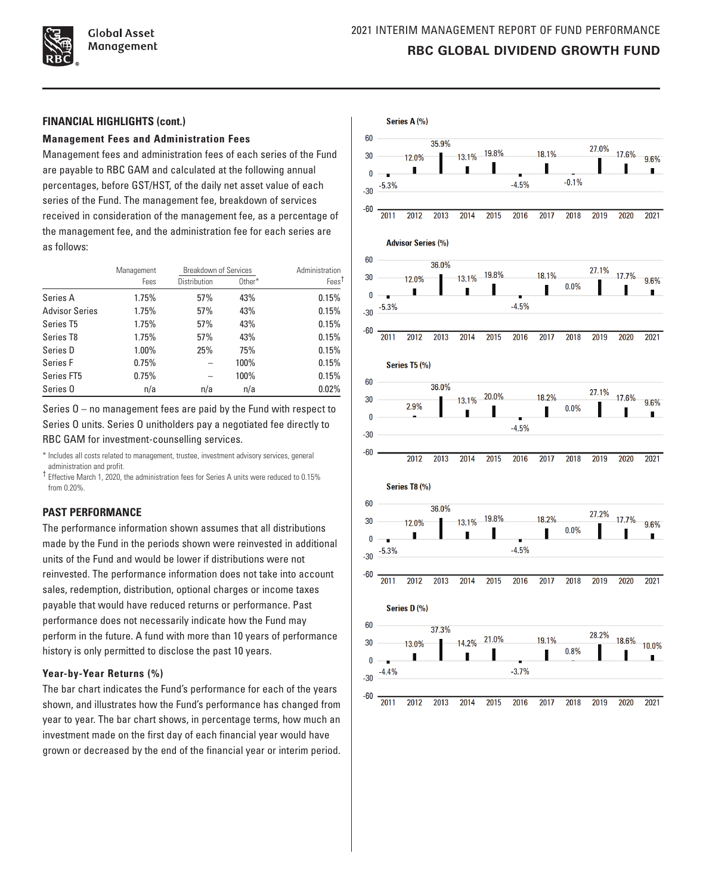## FINANCIAL HIGHLIGHTS (cont.)

### Management Fees and Administration Fees

Management fees and administration fees of each series of the Fund are payable to RBC GAM and calculated at the following annual percentages, before GST/HST, of the daily net asset value of each series of the Fund. The management fee, breakdown of services received in consideration of the management fee, as a percentage of the management fee, and the administration fee for each series are as follows:

| | Management Fees | Breakdown of Services | | Administration Fees† |
|---|---|---|---|---|
| | | Distribution | Other* | |
| Series A | 1.75% | 57% | 43% | 0.15% |
| Advisor Series | 1.75% | 57% | 43% | 0.15% |
| Series T5 | 1.75% | 57% | 43% | 0.15% |
| Series T8 | 1.75% | 57% | 43% | 0.15% |
| Series D | 1.00% | 25% | 75% | 0.15% |
| Series F | 0.75% | – | 100% | 0.15% |
| Series FT5 | 0.75% | – | 100% | 0.15% |
| Series O | n/a | n/a | n/a | 0.02% |

Series O – no management fees are paid by the Fund with respect to Series O units. Series O unitholders pay a negotiated fee directly to RBC GAM for investment-counselling services.

\* Includes all costs related to management, trustee, investment advisory services, general administration and profit.

† Effective March 1, 2020, the administration fees for Series A units were reduced to 0.15% from 0.20%.

## PAST PERFORMANCE

The performance information shown assumes that all distributions made by the Fund in the periods shown were reinvested in additional units of the Fund and would be lower if distributions were not reinvested. The performance information does not take into account sales, redemption, distribution, optional charges or income taxes payable that would have reduced returns or performance. Past performance does not necessarily indicate how the Fund may perform in the future. A fund with more than 10 years of performance history is only permitted to disclose the past 10 years.

### Year-by-Year Returns (%)

The bar chart indicates the Fund's performance for each of the years shown, and illustrates how the Fund's performance has changed from year to year. The bar chart shows, in percentage terms, how much an investment made on the first day of each financial year would have grown or decreased by the end of the financial year or interim period.

**Series A (%)**

| 2011 | 2012 | 2013 | 2014 | 2015 | 2016 | 2017 | 2018 | 2019 | 2020 | 2021 |
|---|---|---|---|---|---|---|---|---|---|---|
| -5.3% | 12.0% | 35.9% | 13.1% | 19.8% | -4.5% | 18.1% | -0.1% | 27.0% | 17.6% | 9.6% |

**Advisor Series (%)**

| 2011 | 2012 | 2013 | 2014 | 2015 | 2016 | 2017 | 2018 | 2019 | 2020 | 2021 |
|---|---|---|---|---|---|---|---|---|---|---|
| -5.3% | 12.0% | 36.0% | 13.1% | 19.8% | -4.5% | 18.1% | 0.0% | 27.1% | 17.7% | 9.6% |

**Series T5 (%)**

| 2012 | 2013 | 2014 | 2015 | 2016 | 2017 | 2018 | 2019 | 2020 | 2021 |
|---|---|---|---|---|---|---|---|---|---|
| 2.9% | 36.0% | 13.1% | 20.0% | -4.5% | 18.2% | 0.0% | 27.1% | 17.6% | 9.6% |

**Series T8 (%)**

| 2011 | 2012 | 2013 | 2014 | 2015 | 2016 | 2017 | 2018 | 2019 | 2020 | 2021 |
|---|---|---|---|---|---|---|---|---|---|---|
| -5.3% | 12.0% | 36.0% | 13.1% | 19.8% | -4.5% | 18.2% | 0.0% | 27.2% | 17.7% | 9.6% |

**Series D (%)**

| 2011 | 2012 | 2013 | 2014 | 2015 | 2016 | 2017 | 2018 | 2019 | 2020 | 2021 |
|---|---|---|---|---|---|---|---|---|---|---|
| -4.4% | 13.0% | 37.3% | 14.2% | 21.0% | -3.7% | 19.1% | 0.8% | 28.2% | 18.6% | 10.0% |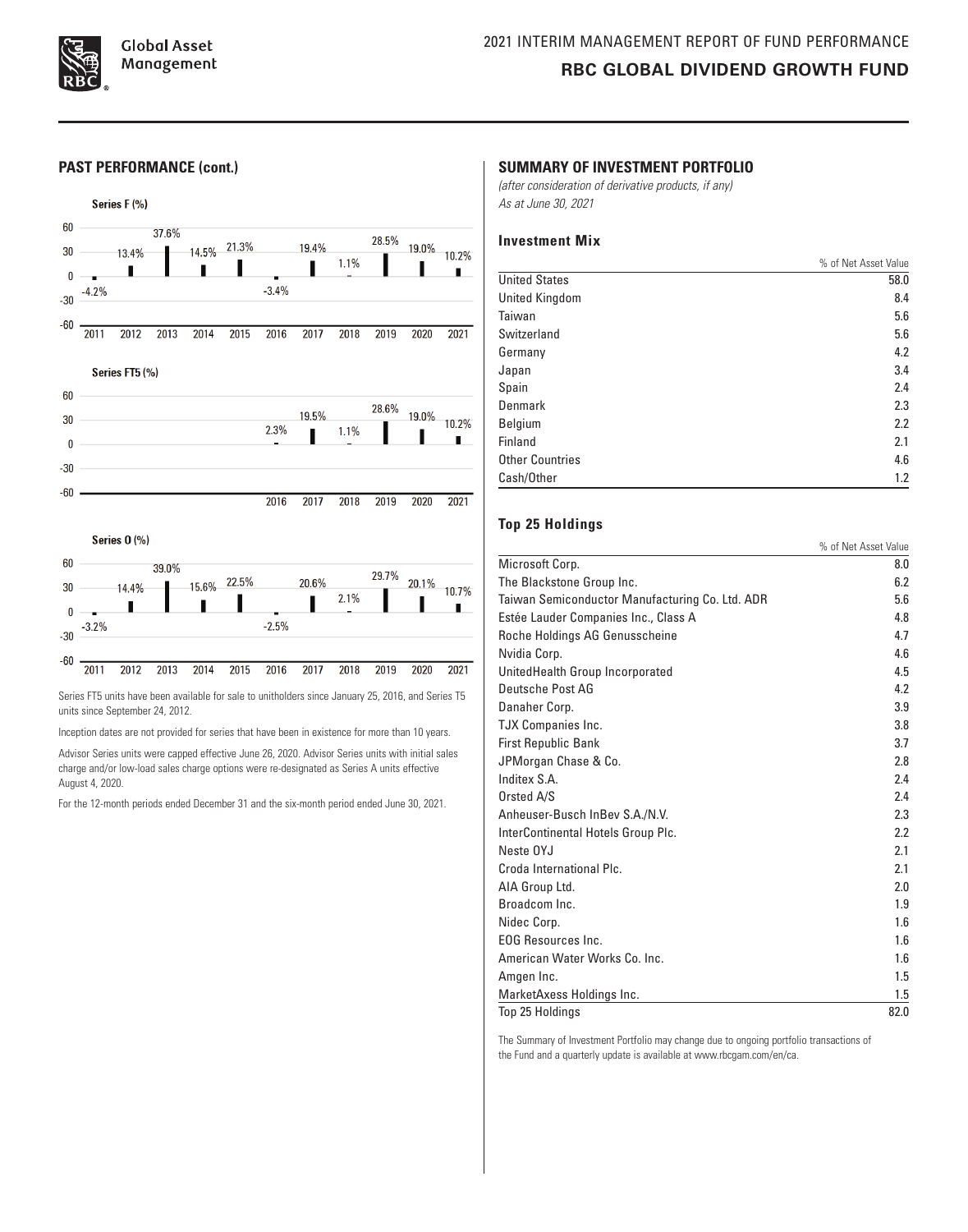## PAST PERFORMANCE (cont.)

Series F (%)

60
30
0
-30
-60

-4.2% | 13.4% | 37.6% | 14.5% | 21.3% | -3.4% | 19.4% | 1.1% | 28.5% | 19.0% | 10.2%

2011 2012 2013 2014 2015 2016 2017 2018 2019 2020 2021

Series FT5 (%)

60
30
0
-30
-60

2.3% | 19.5% | 1.1% | 28.6% | 19.0% | 10.2%

2016 2017 2018 2019 2020 2021

Series O (%)

60
30
0
-30
-60

-3.2% | 14.4% | 39.0% | 15.6% | 22.5% | -2.5% | 20.6% | 2.1% | 29.7% | 20.1% | 10.7%

2011 2012 2013 2014 2015 2016 2017 2018 2019 2020 2021

Series FT5 units have been available for sale to unitholders since January 25, 2016, and Series T5 units since September 24, 2012.

Inception dates are not provided for series that have been in existence for more than 10 years.

Advisor Series units were capped effective June 26, 2020. Advisor Series units with initial sales charge and/or low-load sales charge options were re-designated as Series A units effective August 4, 2020.

For the 12-month periods ended December 31 and the six-month period ended June 30, 2021.

## SUMMARY OF INVESTMENT PORTFOLIO

*(after consideration of derivative products, if any)*
*As at June 30, 2021*

### Investment Mix

| | % of Net Asset Value |
|---|---|
| United States | 58.0 |
| United Kingdom | 8.4 |
| Taiwan | 5.6 |
| Switzerland | 5.6 |
| Germany | 4.2 |
| Japan | 3.4 |
| Spain | 2.4 |
| Denmark | 2.3 |
| Belgium | 2.2 |
| Finland | 2.1 |
| Other Countries | 4.6 |
| Cash/Other | 1.2 |

### Top 25 Holdings

| | % of Net Asset Value |
|---|---|
| Microsoft Corp. | 8.0 |
| The Blackstone Group Inc. | 6.2 |
| Taiwan Semiconductor Manufacturing Co. Ltd. ADR | 5.6 |
| Estée Lauder Companies Inc., Class A | 4.8 |
| Roche Holdings AG Genusscheine | 4.7 |
| Nvidia Corp. | 4.6 |
| UnitedHealth Group Incorporated | 4.5 |
| Deutsche Post AG | 4.2 |
| Danaher Corp. | 3.9 |
| TJX Companies Inc. | 3.8 |
| First Republic Bank | 3.7 |
| JPMorgan Chase & Co. | 2.8 |
| Inditex S.A. | 2.4 |
| Orsted A/S | 2.4 |
| Anheuser-Busch InBev S.A./N.V. | 2.3 |
| InterContinental Hotels Group Plc. | 2.2 |
| Neste OYJ | 2.1 |
| Croda International Plc. | 2.1 |
| AIA Group Ltd. | 2.0 |
| Broadcom Inc. | 1.9 |
| Nidec Corp. | 1.6 |
| EOG Resources Inc. | 1.6 |
| American Water Works Co. Inc. | 1.6 |
| Amgen Inc. | 1.5 |
| MarketAxess Holdings Inc. | 1.5 |
| Top 25 Holdings | 82.0 |

The Summary of Investment Portfolio may change due to ongoing portfolio transactions of the Fund and a quarterly update is available at www.rbcgam.com/en/ca.